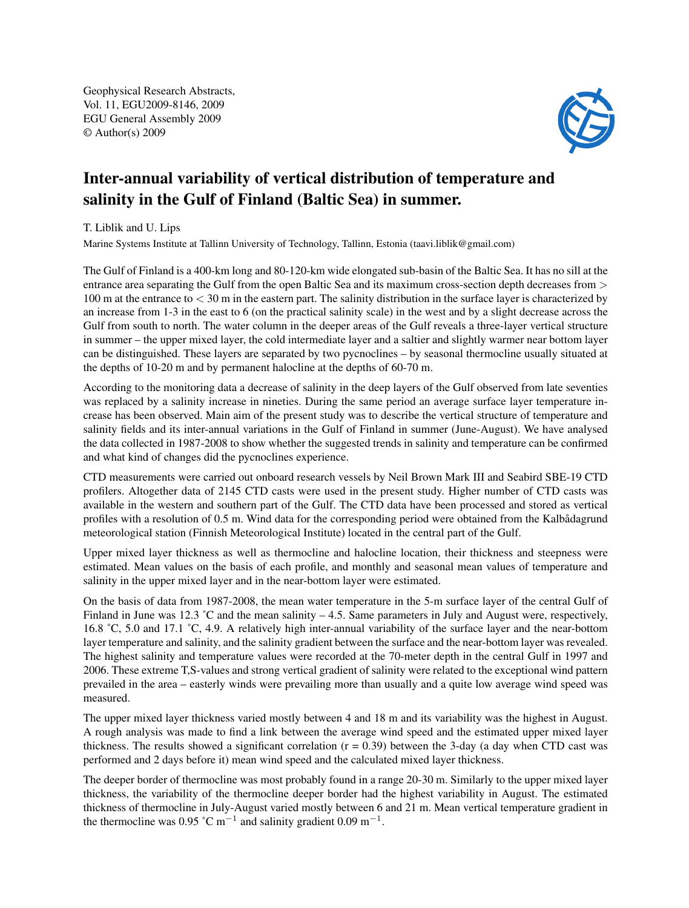Geophysical Research Abstracts,
Vol. 11, EGU2009-8146, 2009
EGU General Assembly 2009
© Author(s) 2009

# Inter-annual variability of vertical distribution of temperature and salinity in the Gulf of Finland (Baltic Sea) in summer.

T. Liblik and U. Lips

Marine Systems Institute at Tallinn University of Technology, Tallinn, Estonia (taavi.liblik@gmail.com)

The Gulf of Finland is a 400-km long and 80-120-km wide elongated sub-basin of the Baltic Sea. It has no sill at the entrance area separating the Gulf from the open Baltic Sea and its maximum cross-section depth decreases from > 100 m at the entrance to < 30 m in the eastern part. The salinity distribution in the surface layer is characterized by an increase from 1-3 in the east to 6 (on the practical salinity scale) in the west and by a slight decrease across the Gulf from south to north. The water column in the deeper areas of the Gulf reveals a three-layer vertical structure in summer – the upper mixed layer, the cold intermediate layer and a saltier and slightly warmer near bottom layer can be distinguished. These layers are separated by two pycnoclines – by seasonal thermocline usually situated at the depths of 10-20 m and by permanent halocline at the depths of 60-70 m.

According to the monitoring data a decrease of salinity in the deep layers of the Gulf observed from late seventies was replaced by a salinity increase in nineties. During the same period an average surface layer temperature increase has been observed. Main aim of the present study was to describe the vertical structure of temperature and salinity fields and its inter-annual variations in the Gulf of Finland in summer (June-August). We have analysed the data collected in 1987-2008 to show whether the suggested trends in salinity and temperature can be confirmed and what kind of changes did the pycnoclines experience.

CTD measurements were carried out onboard research vessels by Neil Brown Mark III and Seabird SBE-19 CTD profilers. Altogether data of 2145 CTD casts were used in the present study. Higher number of CTD casts was available in the western and southern part of the Gulf. The CTD data have been processed and stored as vertical profiles with a resolution of 0.5 m. Wind data for the corresponding period were obtained from the Kalbådagrund meteorological station (Finnish Meteorological Institute) located in the central part of the Gulf.

Upper mixed layer thickness as well as thermocline and halocline location, their thickness and steepness were estimated. Mean values on the basis of each profile, and monthly and seasonal mean values of temperature and salinity in the upper mixed layer and in the near-bottom layer were estimated.

On the basis of data from 1987-2008, the mean water temperature in the 5-m surface layer of the central Gulf of Finland in June was 12.3 ˚C and the mean salinity – 4.5. Same parameters in July and August were, respectively, 16.8 ˚C, 5.0 and 17.1 ˚C, 4.9. A relatively high inter-annual variability of the surface layer and the near-bottom layer temperature and salinity, and the salinity gradient between the surface and the near-bottom layer was revealed. The highest salinity and temperature values were recorded at the 70-meter depth in the central Gulf in 1997 and 2006. These extreme T,S-values and strong vertical gradient of salinity were related to the exceptional wind pattern prevailed in the area – easterly winds were prevailing more than usually and a quite low average wind speed was measured.

The upper mixed layer thickness varied mostly between 4 and 18 m and its variability was the highest in August. A rough analysis was made to find a link between the average wind speed and the estimated upper mixed layer thickness. The results showed a significant correlation ($r = 0.39$) between the 3-day (a day when CTD cast was performed and 2 days before it) mean wind speed and the calculated mixed layer thickness.

The deeper border of thermocline was most probably found in a range 20-30 m. Similarly to the upper mixed layer thickness, the variability of the thermocline deeper border had the highest variability in August. The estimated thickness of thermocline in July-August varied mostly between 6 and 21 m. Mean vertical temperature gradient in the thermocline was 0.95 ˚C $m^{-1}$ and salinity gradient 0.09 $m^{-1}$.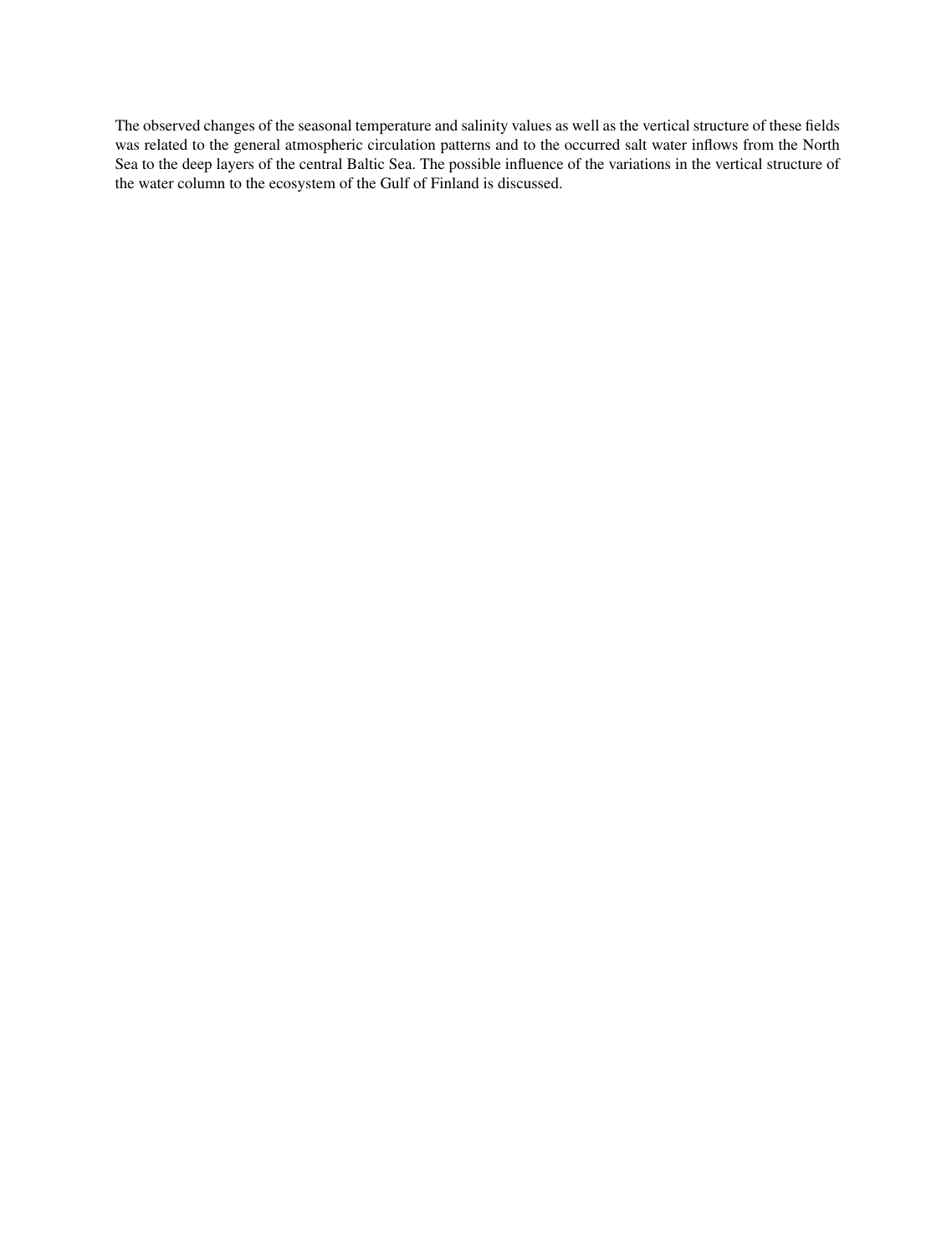The observed changes of the seasonal temperature and salinity values as well as the vertical structure of these fields was related to the general atmospheric circulation patterns and to the occurred salt water inflows from the North Sea to the deep layers of the central Baltic Sea. The possible influence of the variations in the vertical structure of the water column to the ecosystem of the Gulf of Finland is discussed.